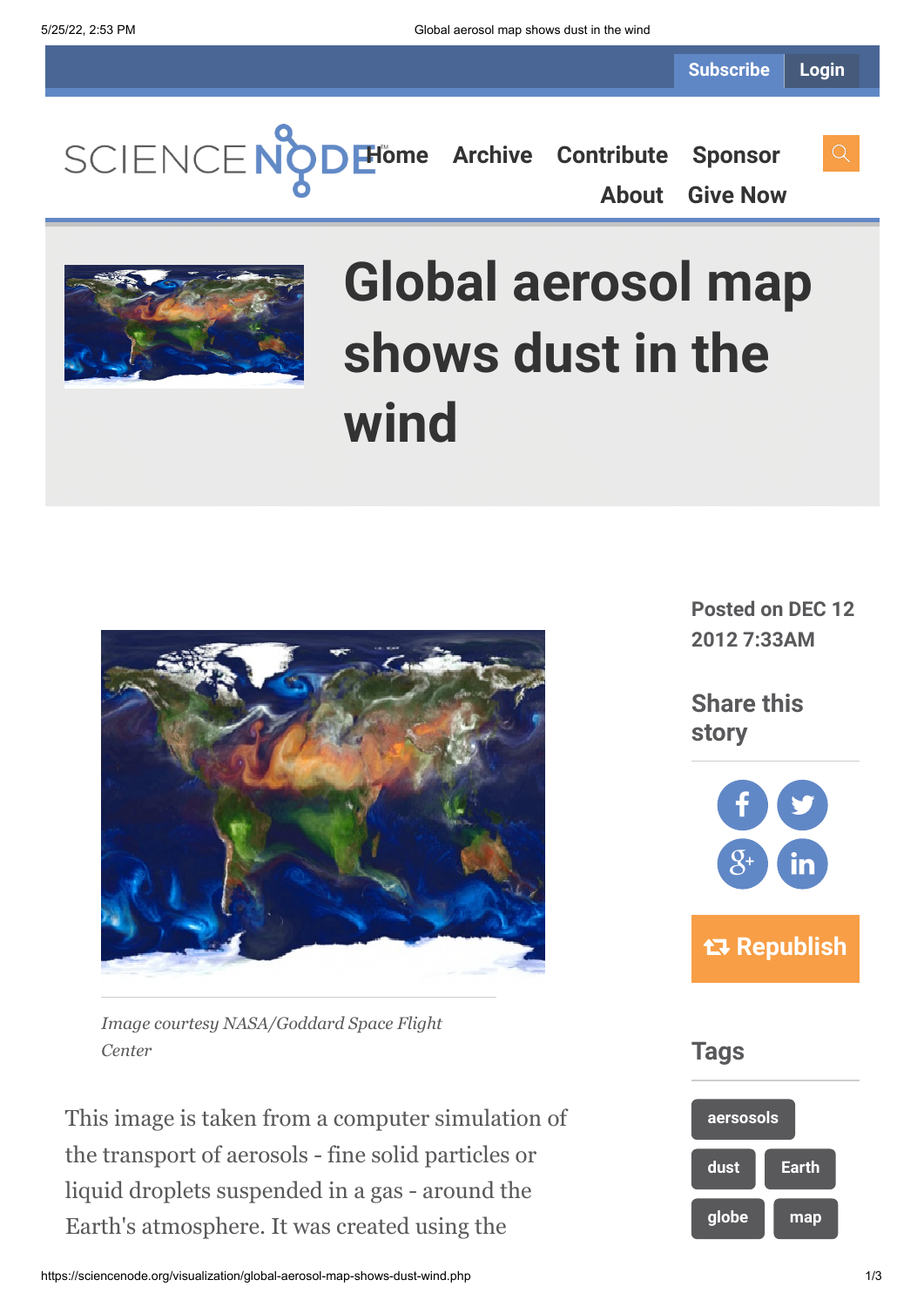Subscribe Login

Home Archive Contribute Sponsor About Give Now

# Global aerosol map shows dust in the wind

*Image courtesy NASA/Goddard Space Flight Center*

Posted on DEC 12 2012 7:33AM

Share this story

Republish

Tags

aersosols dust Earth globe map

This image is taken from a computer simulation of the transport of aerosols - fine solid particles or liquid droplets suspended in a gas - around the Earth's atmosphere. It was created using the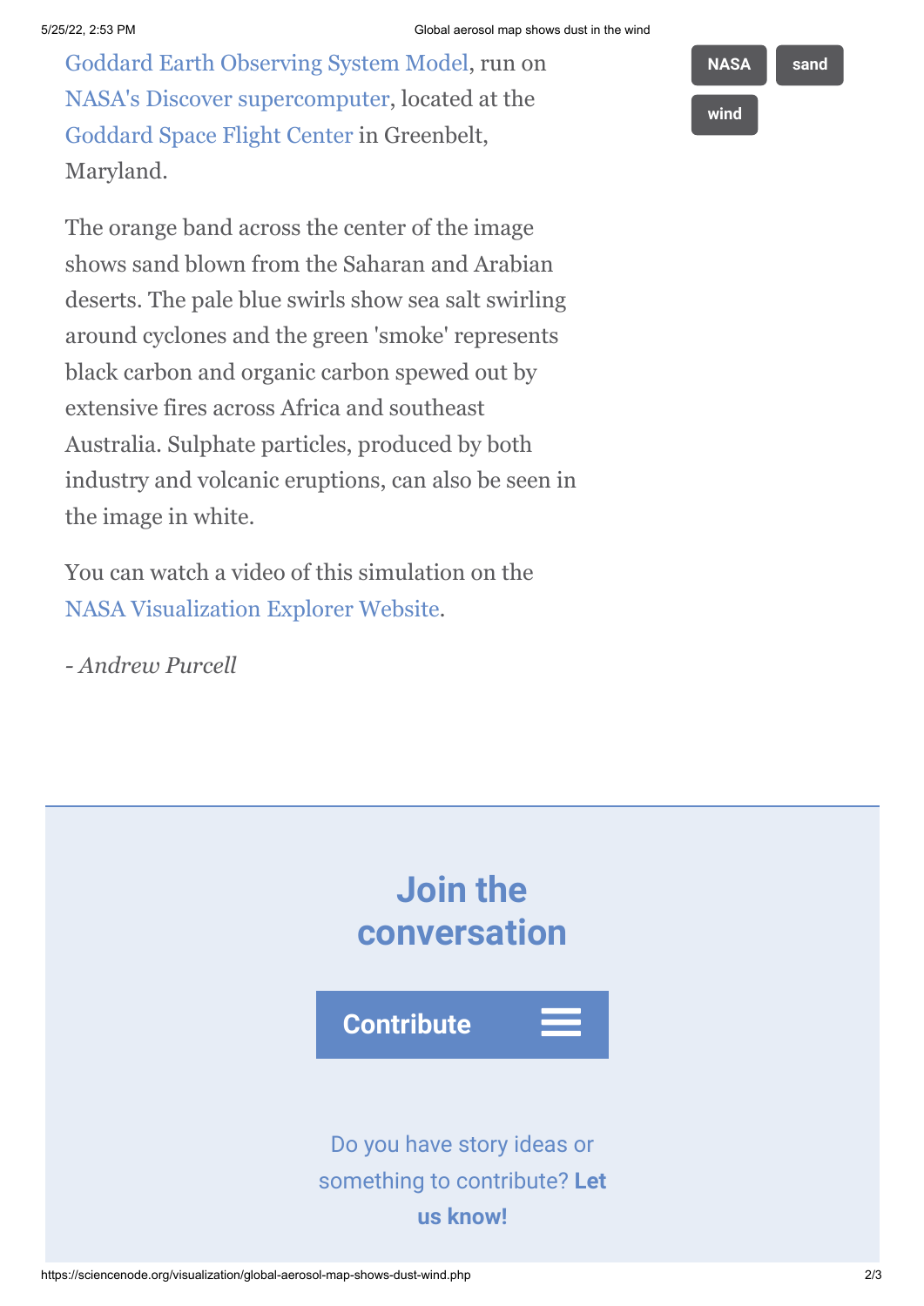Goddard Earth Observing System Model, run on NASA's Discover supercomputer, located at the Goddard Space Flight Center in Greenbelt, Maryland.

The orange band across the center of the image shows sand blown from the Saharan and Arabian deserts. The pale blue swirls show sea salt swirling around cyclones and the green 'smoke' represents black carbon and organic carbon spewed out by extensive fires across Africa and southeast Australia. Sulphate particles, produced by both industry and volcanic eruptions, can also be seen in the image in white.

You can watch a video of this simulation on the NASA Visualization Explorer Website.

*- Andrew Purcell*

NASA sand wind

## Join the conversation

Contribute

Do you have story ideas or something to contribute? **Let us know!**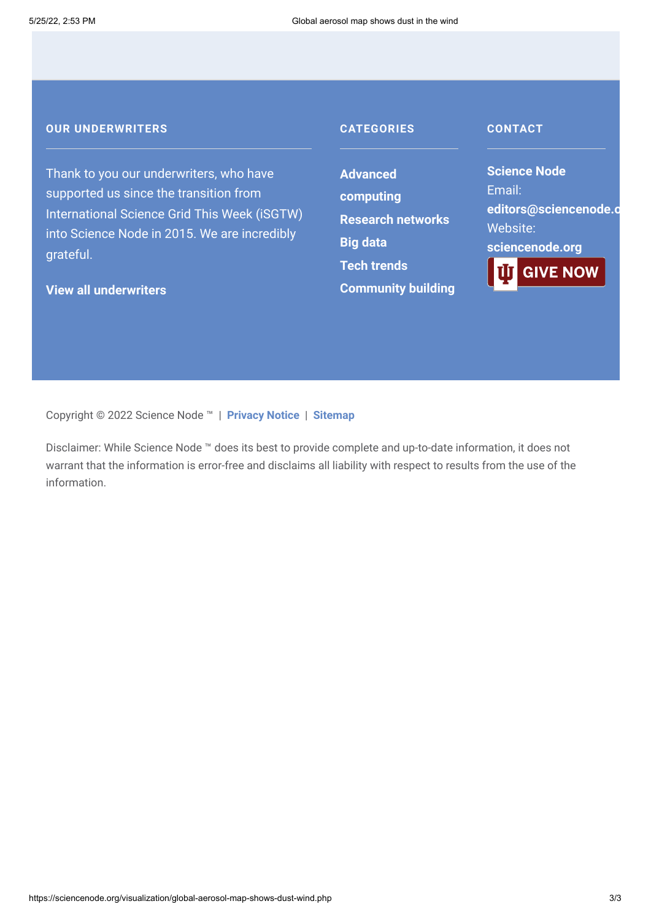## OUR UNDERWRITERS

Thank to you our underwriters, who have supported us since the transition from International Science Grid This Week (iSGTW) into Science Node in 2015. We are incredibly grateful.

**View all underwriters**

## CATEGORIES

**Advanced computing**

**Research networks**

**Big data**

**Tech trends**

**Community building**

## CONTACT

**Science Node**

Email:

**editors@sciencenode.o**

Website:

**sciencenode.org**

GIVE NOW

Copyright © 2022 Science Node ™ | **Privacy Notice** | **Sitemap**

Disclaimer: While Science Node ™ does its best to provide complete and up-to-date information, it does not warrant that the information is error-free and disclaims all liability with respect to results from the use of the information.